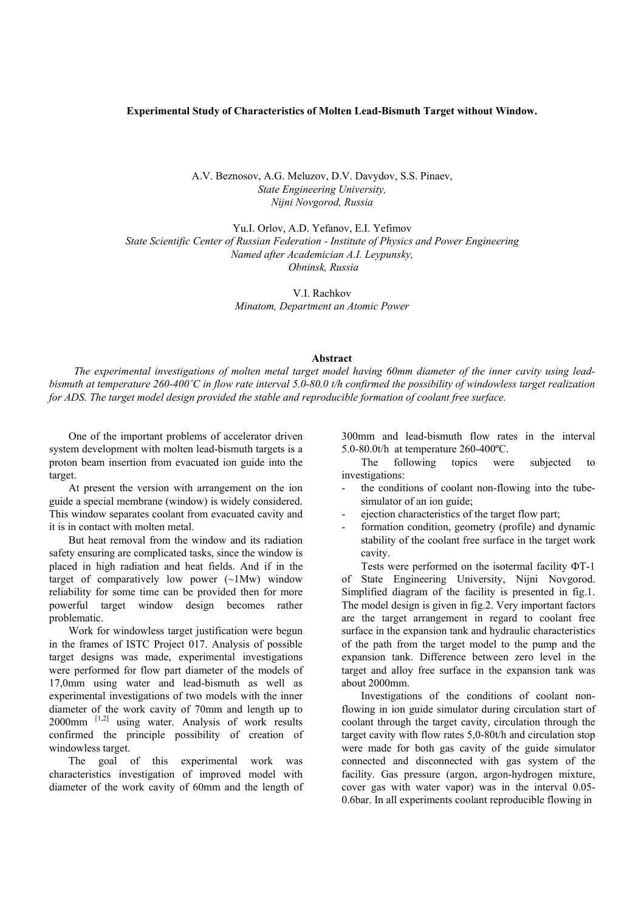**Experimental Study of Characteristics of Molten Lead-Bismuth Target without Window.**

A.V. Beznosov, A.G. Meluzov, D.V. Davydov, S.S. Pinaev,
*State Engineering University,*
*Nijni Novgorod, Russia*

Yu.I. Orlov, A.D. Yefanov, E.I. Yefimov
*State Scientific Center of Russian Federation - Institute of Physics and Power Engineering*
*Named after Academician A.I. Leypunsky,*
*Obninsk, Russia*

V.I. Rachkov
*Minatom, Department an Atomic Power*

**Abstract**

*The experimental investigations of molten metal target model having 60mm diameter of the inner cavity using lead-bismuth at temperature 260-400˚C in flow rate interval 5.0-80.0 t/h confirmed the possibility of windowless target realization for ADS. The target model design provided the stable and reproducible formation of coolant free surface.*

One of the important problems of accelerator driven system development with molten lead-bismuth targets is a proton beam insertion from evacuated ion guide into the target.

At present the version with arrangement on the ion guide a special membrane (window) is widely considered. This window separates coolant from evacuated cavity and it is in contact with molten metal.

But heat removal from the window and its radiation safety ensuring are complicated tasks, since the window is placed in high radiation and heat fields. And if in the target of comparatively low power (~1Mw) window reliability for some time can be provided then for more powerful target window design becomes rather problematic.

Work for windowless target justification were begun in the frames of ISTC Project 017. Analysis of possible target designs was made, experimental investigations were performed for flow part diameter of the models of 17,0mm using water and lead-bismuth as well as experimental investigations of two models with the inner diameter of the work cavity of 70mm and length up to 2000mm [1,2] using water. Analysis of work results confirmed the principle possibility of creation of windowless target.

The goal of this experimental work was characteristics investigation of improved model with diameter of the work cavity of 60mm and the length of 300mm and lead-bismuth flow rates in the interval 5.0-80.0t/h at temperature 260-400ºC.

The following topics were subjected to investigations:

- the conditions of coolant non-flowing into the tube-simulator of an ion guide;
- ejection characteristics of the target flow part;
- formation condition, geometry (profile) and dynamic stability of the coolant free surface in the target work cavity.

Tests were performed on the isotermal facility ФТ-1 of State Engineering University, Nijni Novgorod. Simplified diagram of the facility is presented in fig.1. The model design is given in fig.2. Very important factors are the target arrangement in regard to coolant free surface in the expansion tank and hydraulic characteristics of the path from the target model to the pump and the expansion tank. Difference between zero level in the target and alloy free surface in the expansion tank was about 2000mm.

Investigations of the conditions of coolant non-flowing in ion guide simulator during circulation start of coolant through the target cavity, circulation through the target cavity with flow rates 5,0-80t/h and circulation stop were made for both gas cavity of the guide simulator connected and disconnected with gas system of the facility. Gas pressure (argon, argon-hydrogen mixture, cover gas with water vapor) was in the interval 0.05-0.6bar. In all experiments coolant reproducible flowing in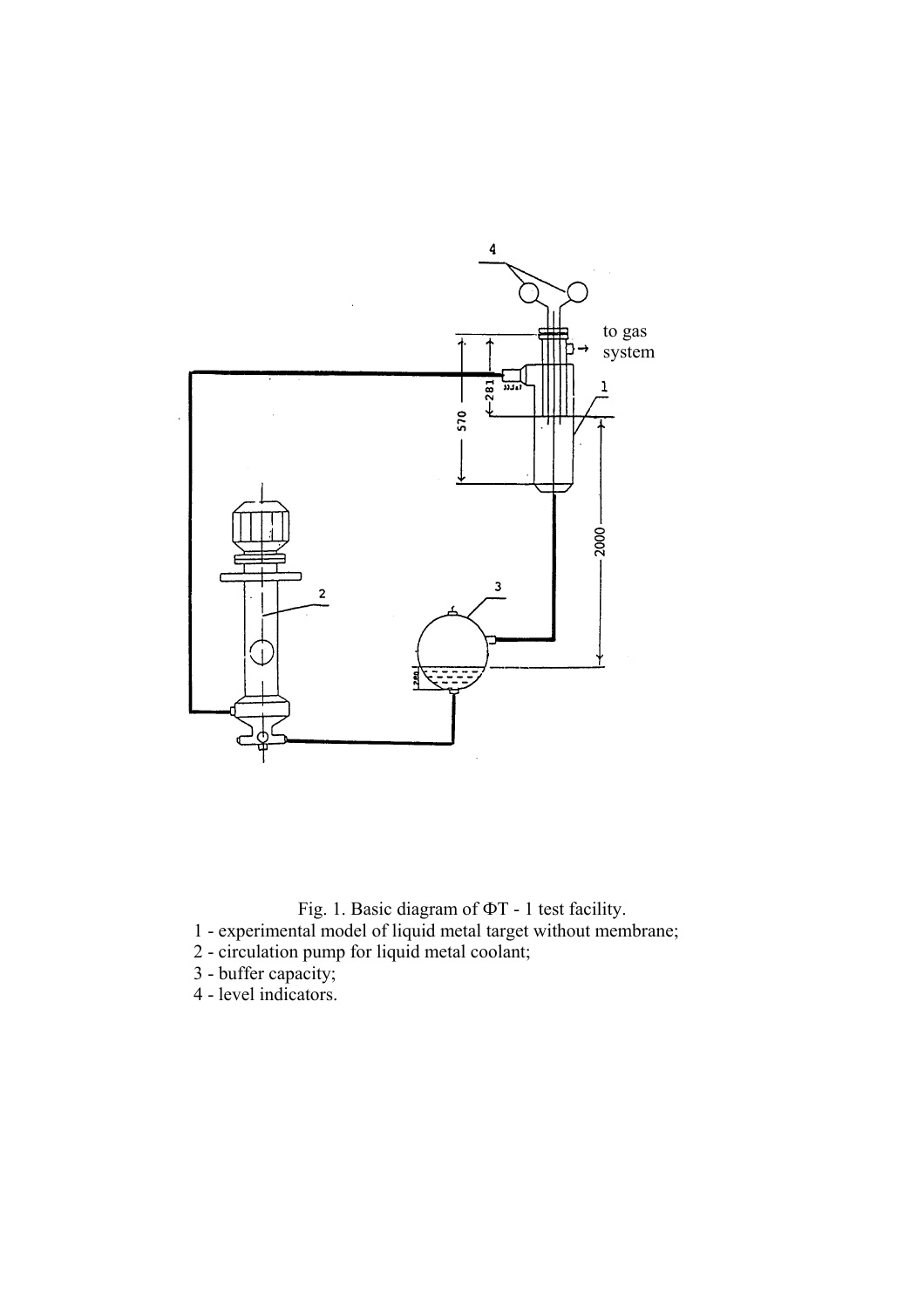4

to gas system

1

281

570

2000

2

3

Fig. 1. Basic diagram of ФТ - 1 test facility.

1 - experimental model of liquid metal target without membrane;
2 - circulation pump for liquid metal coolant;
3 - buffer capacity;
4 - level indicators.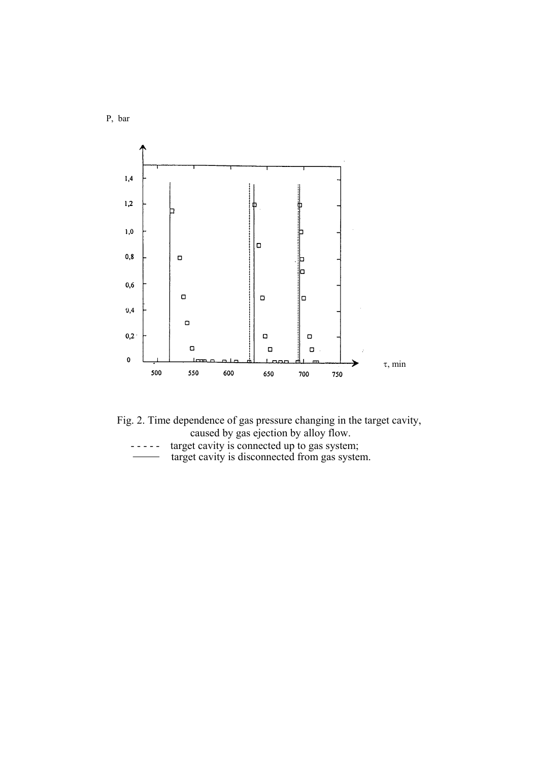P, bar

1,4

1,2

1,0

0,8

0,6

0,4

0,2

0

500 550 600 650 700 750

τ, min

Fig. 2. Time dependence of gas pressure changing in the target cavity, caused by gas ejection by alloy flow.

- - - - - target cavity is connected up to gas system;

——— target cavity is disconnected from gas system.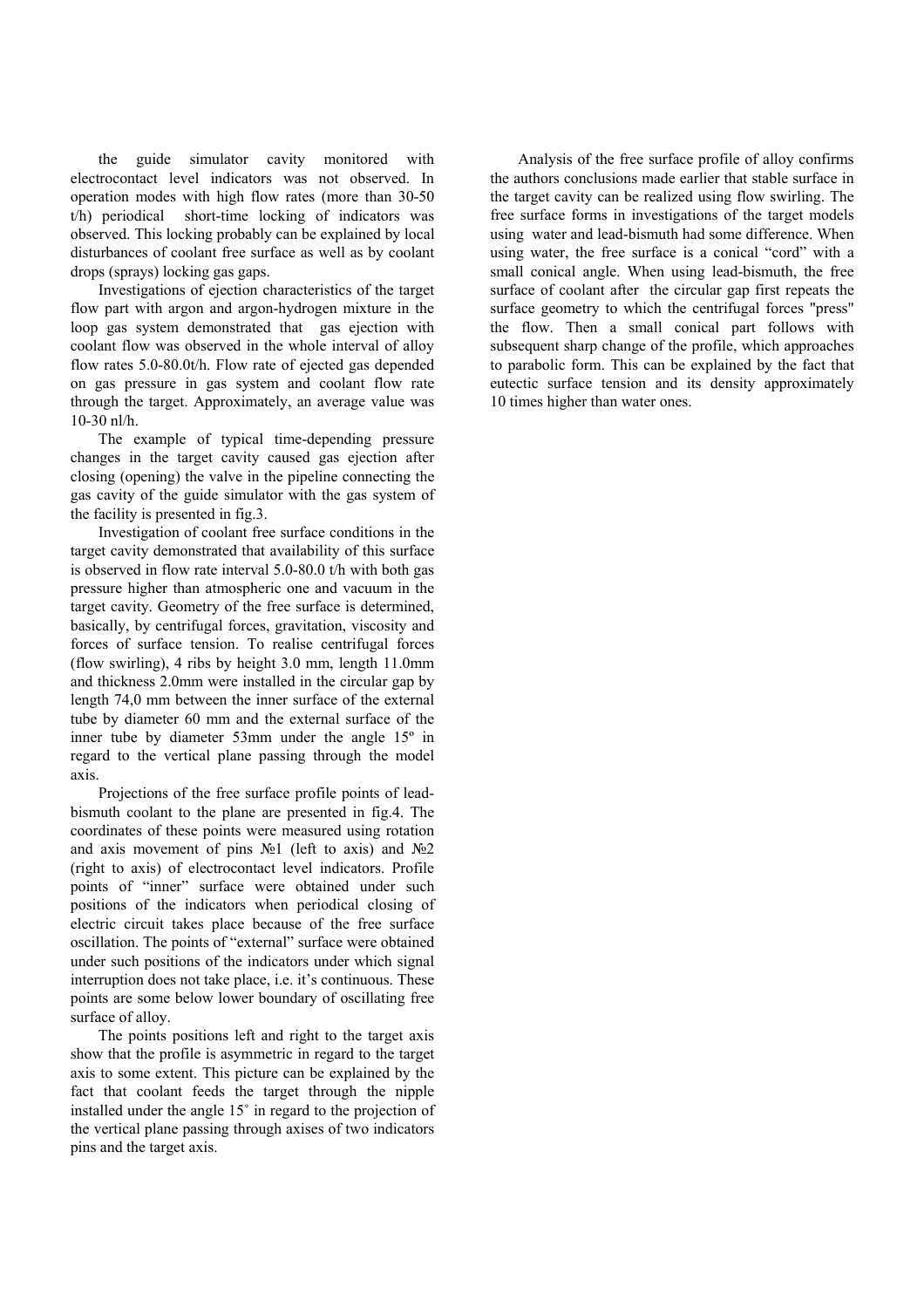the guide simulator cavity monitored with electrocontact level indicators was not observed. In operation modes with high flow rates (more than 30-50 t/h) periodical short-time locking of indicators was observed. This locking probably can be explained by local disturbances of coolant free surface as well as by coolant drops (sprays) locking gas gaps.

Investigations of ejection characteristics of the target flow part with argon and argon-hydrogen mixture in the loop gas system demonstrated that gas ejection with coolant flow was observed in the whole interval of alloy flow rates 5.0-80.0t/h. Flow rate of ejected gas depended on gas pressure in gas system and coolant flow rate through the target. Approximately, an average value was 10-30 nl/h.

The example of typical time-depending pressure changes in the target cavity caused gas ejection after closing (opening) the valve in the pipeline connecting the gas cavity of the guide simulator with the gas system of the facility is presented in fig.3.

Investigation of coolant free surface conditions in the target cavity demonstrated that availability of this surface is observed in flow rate interval 5.0-80.0 t/h with both gas pressure higher than atmospheric one and vacuum in the target cavity. Geometry of the free surface is determined, basically, by centrifugal forces, gravitation, viscosity and forces of surface tension. To realise centrifugal forces (flow swirling), 4 ribs by height 3.0 mm, length 11.0mm and thickness 2.0mm were installed in the circular gap by length 74,0 mm between the inner surface of the external tube by diameter 60 mm and the external surface of the inner tube by diameter 53mm under the angle 15º in regard to the vertical plane passing through the model axis.

Projections of the free surface profile points of lead-bismuth coolant to the plane are presented in fig.4. The coordinates of these points were measured using rotation and axis movement of pins №1 (left to axis) and №2 (right to axis) of electrocontact level indicators. Profile points of "inner" surface were obtained under such positions of the indicators when periodical closing of electric circuit takes place because of the free surface oscillation. The points of "external" surface were obtained under such positions of the indicators under which signal interruption does not take place, i.e. it's continuous. These points are some below lower boundary of oscillating free surface of alloy.

The points positions left and right to the target axis show that the profile is asymmetric in regard to the target axis to some extent. This picture can be explained by the fact that coolant feeds the target through the nipple installed under the angle 15˚ in regard to the projection of the vertical plane passing through axises of two indicators pins and the target axis.

Analysis of the free surface profile of alloy confirms the authors conclusions made earlier that stable surface in the target cavity can be realized using flow swirling. The free surface forms in investigations of the target models using water and lead-bismuth had some difference. When using water, the free surface is a conical "cord" with a small conical angle. When using lead-bismuth, the free surface of coolant after the circular gap first repeats the surface geometry to which the centrifugal forces "press" the flow. Then a small conical part follows with subsequent sharp change of the profile, which approaches to parabolic form. This can be explained by the fact that eutectic surface tension and its density approximately 10 times higher than water ones.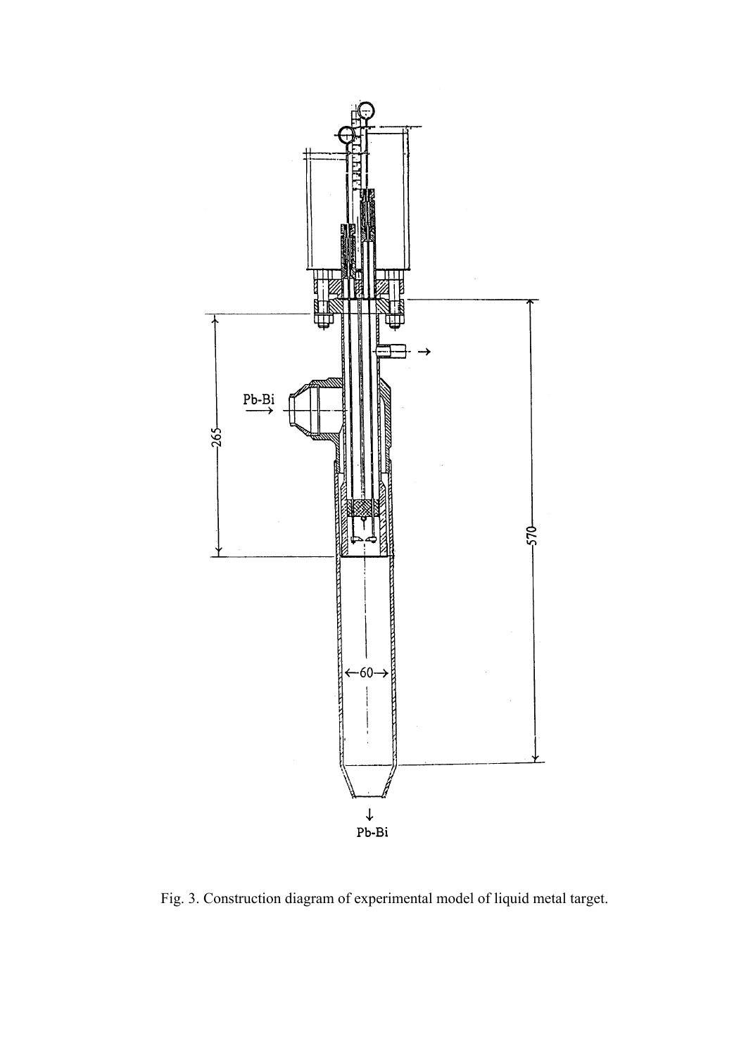Fig. 3. Construction diagram of experimental model of liquid metal target.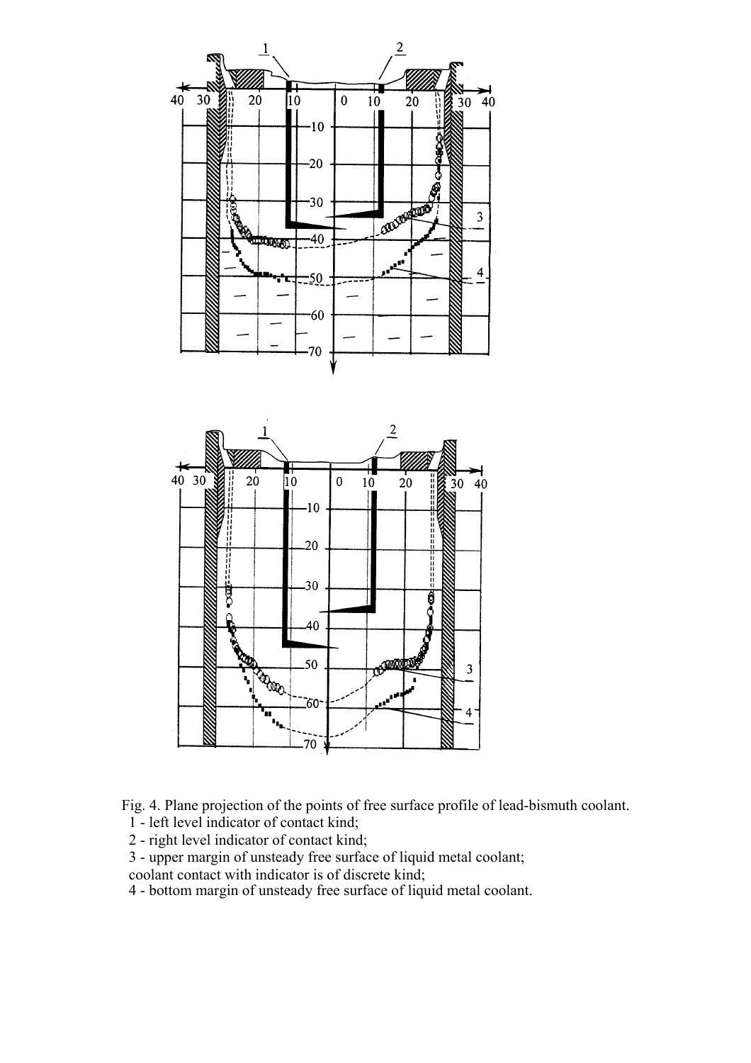1 2

40 30 20 10 0 10 20 30 40

-10

-20

-30

-40

-50

-60

-70

3

4

1 2

40 30 20 10 0 10 20 30 40

-10

-20

-30

-40

-50

-60

-70

3

4

Fig. 4. Plane projection of the points of free surface profile of lead-bismuth coolant.

1 - left level indicator of contact kind;

2 - right level indicator of contact kind;

3 - upper margin of unsteady free surface of liquid metal coolant;

coolant contact with indicator is of discrete kind;

4 - bottom margin of unsteady free surface of liquid metal coolant.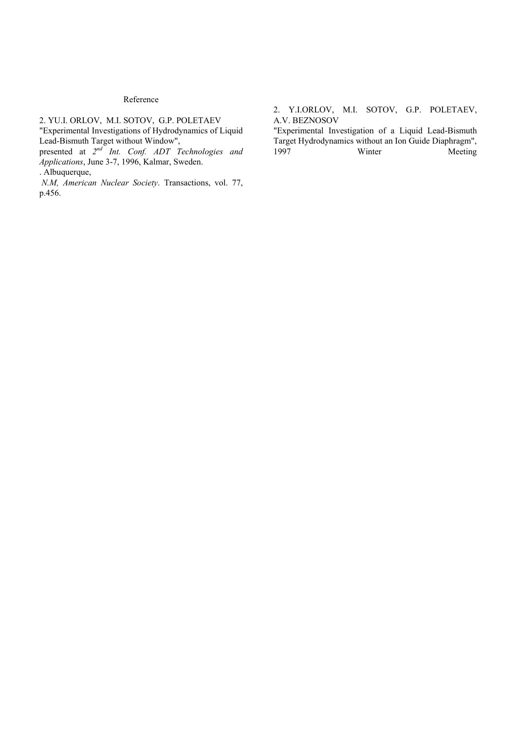Reference

2. YU.I. ORLOV, M.I. SOTOV, G.P. POLETAEV
"Experimental Investigations of Hydrodynamics of Liquid Lead-Bismuth Target without Window",
presented at *2nd Int. Conf. ADT Technologies and Applications*, June 3-7, 1996, Kalmar, Sweden.
. Albuquerque,
*N.M, American Nuclear Society*. Transactions, vol. 77, p.456.

2. Y.I.ORLOV, M.I. SOTOV, G.P. POLETAEV, A.V. BEZNOSOV
"Experimental Investigation of a Liquid Lead-Bismuth Target Hydrodynamics without an Ion Guide Diaphragm", 1997 Winter Meeting